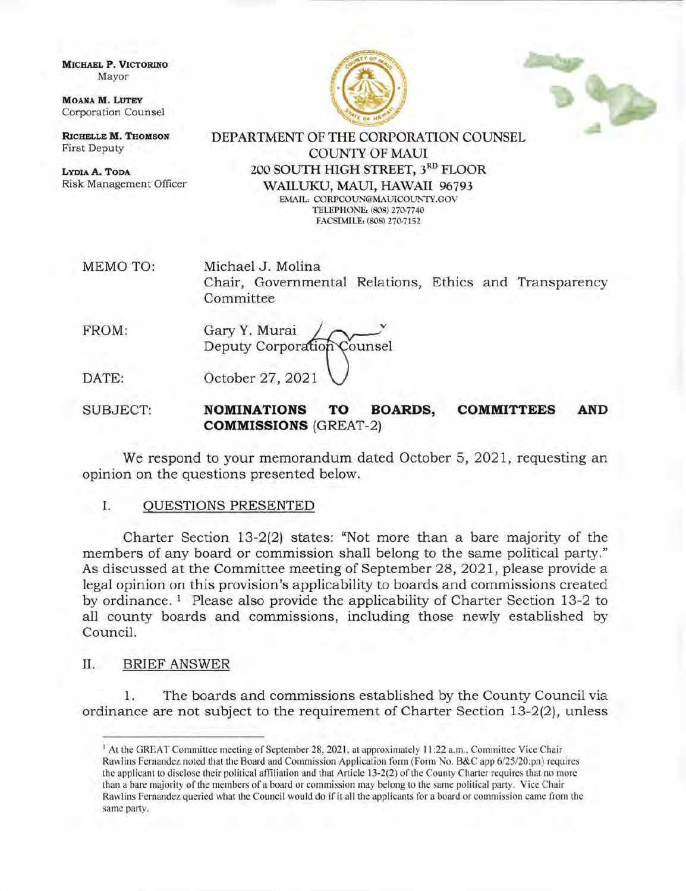**MICHAEL P. VICTORINO**
Mayor

**MOANA M. LUTEY**
Corporation Counsel

**RICHELLE M. THOMSON**
First Deputy

**LYDIA A. TODA**
Risk Management Officer

DEPARTMENT OF THE CORPORATION COUNSEL
COUNTY OF MAUI
200 SOUTH HIGH STREET, 3RD FLOOR
WAILUKU, MAUI, HAWAII 96793
EMAIL: CORPCOUN@MAUICOUNTY.GOV
TELEPHONE: (808) 270-7740
FACSIMILE: (808) 270-7152

| | |
|---|---|
| MEMO TO: | Michael J. Molina<br>Chair, Governmental Relations, Ethics and Transparency Committee |
| FROM: | Gary Y. Murai<br>Deputy Corporation Counsel |
| DATE: | October 27, 2021 |
| SUBJECT: | **NOMINATIONS TO BOARDS, COMMITTEES AND COMMISSIONS** (GREAT-2) |

We respond to your memorandum dated October 5, 2021, requesting an opinion on the questions presented below.

## I. QUESTIONS PRESENTED

Charter Section 13-2(2) states: "Not more than a bare majority of the members of any board or commission shall belong to the same political party." As discussed at the Committee meeting of September 28, 2021, please provide a legal opinion on this provision's applicability to boards and commissions created by ordinance. [1] Please also provide the applicability of Charter Section 13-2 to all county boards and commissions, including those newly established by Council.

## II. BRIEF ANSWER

1. The boards and commissions established by the County Council via ordinance are not subject to the requirement of Charter Section 13-2(2), unless

---

[1] At the GREAT Committee meeting of September 28, 2021, at approximately 11:22 a.m., Committee Vice Chair Rawlins Fernandez noted that the Board and Commission Application form (Form No. B&C app 6/25/20:pn) requires the applicant to disclose their political affiliation and that Article 13-2(2) of the County Charter requires that no more than a bare majority of the members of a board or commission may belong to the same political party. Vice Chair Rawlins Fernandez queried what the Council would do if it all the applicants for a board or commission came from the same party.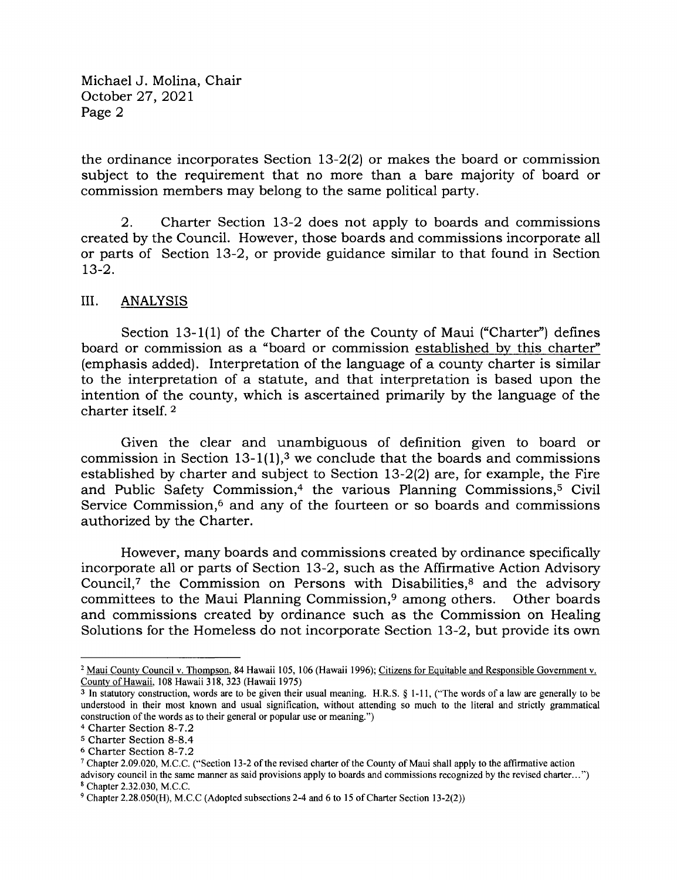the ordinance incorporates Section 13-2(2) or makes the board or commission subject to the requirement that no more than a bare majority of board or commission members may belong to the same political party.

2. Charter Section 13-2 does not apply to boards and commissions created by the Council. However, those boards and commissions incorporate all or parts of Section 13-2, or provide guidance similar to that found in Section 13-2.

## III. ANALYSIS

Section 13-1(1) of the Charter of the County of Maui ("Charter") defines board or commission as a "board or commission established by this charter" (emphasis added). Interpretation of the language of a county charter is similar to the interpretation of a statute, and that interpretation is based upon the intention of the county, which is ascertained primarily by the language of the charter itself. [2]

Given the clear and unambiguous of definition given to board or commission in Section 13-1(1),[3] we conclude that the boards and commissions established by charter and subject to Section 13-2(2) are, for example, the Fire and Public Safety Commission,[4] the various Planning Commissions,[5] Civil Service Commission,[6] and any of the fourteen or so boards and commissions authorized by the Charter.

However, many boards and commissions created by ordinance specifically incorporate all or parts of Section 13-2, such as the Affirmative Action Advisory Council,[7] the Commission on Persons with Disabilities,[8] and the advisory committees to the Maui Planning Commission,[9] among others. Other boards and commissions created by ordinance such as the Commission on Healing Solutions for the Homeless do not incorporate Section 13-2, but provide its own

---

[2] Maui County Council v. Thompson, 84 Hawaii 105, 106 (Hawaii 1996); Citizens for Equitable and Responsible Government v. County of Hawaii, 108 Hawaii 318, 323 (Hawaii 1975)

[3] In statutory construction, words are to be given their usual meaning. H.R.S. § 1-11, ("The words of a law are generally to be understood in their most known and usual signification, without attending so much to the literal and strictly grammatical construction of the words as to their general or popular use or meaning.")

[4] Charter Section 8-7.2

[5] Charter Section 8-8.4

[6] Charter Section 8-7.2

[7] Chapter 2.09.020, M.C.C. ("Section 13-2 of the revised charter of the County of Maui shall apply to the affirmative action advisory council in the same manner as said provisions apply to boards and commissions recognized by the revised charter...")

[8] Chapter 2.32.030, M.C.C.

[9] Chapter 2.28.050(H), M.C.C (Adopted subsections 2-4 and 6 to 15 of Charter Section 13-2(2))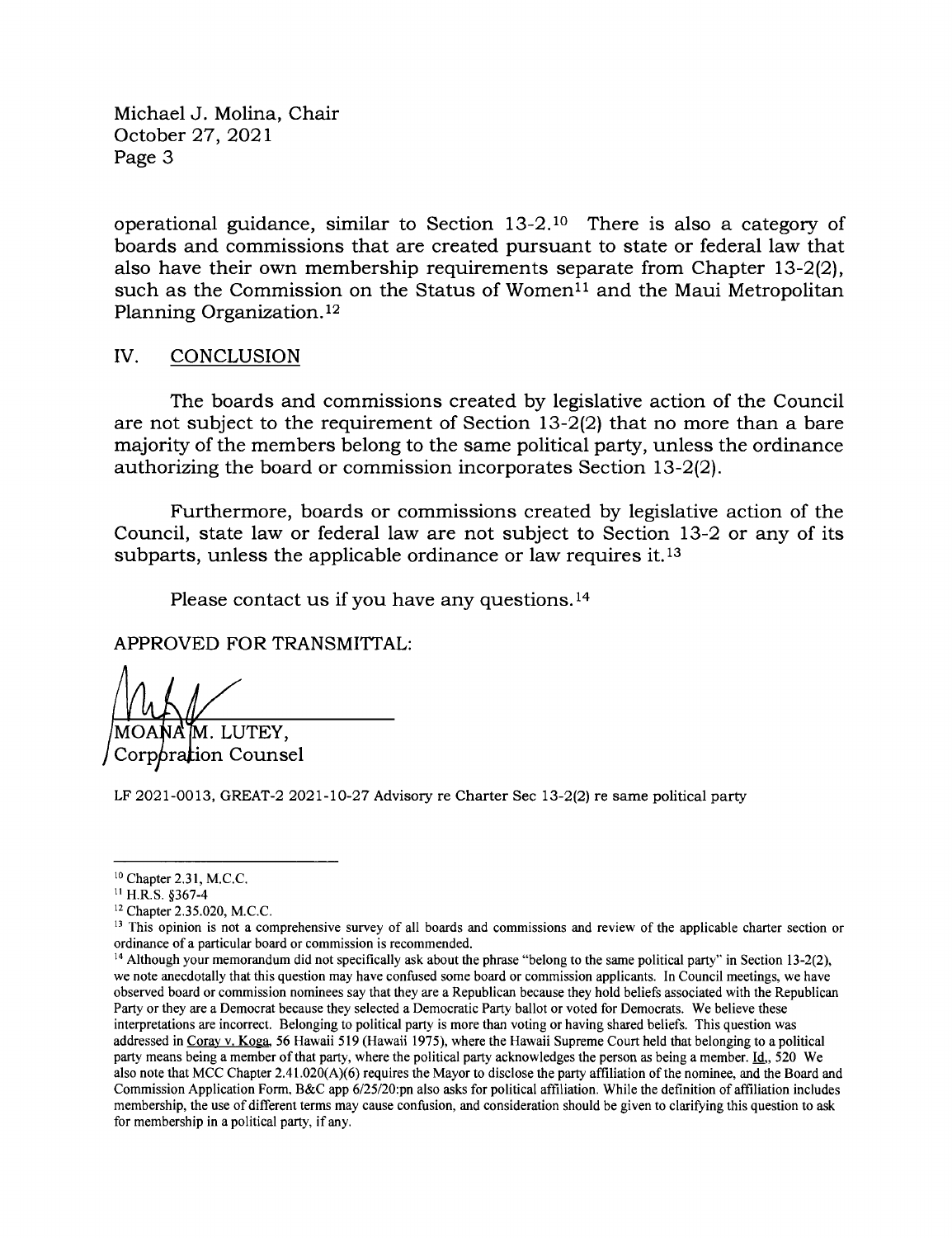operational guidance, similar to Section 13-2.[10] There is also a category of boards and commissions that are created pursuant to state or federal law that also have their own membership requirements separate from Chapter 13-2(2), such as the Commission on the Status of Women[11] and the Maui Metropolitan Planning Organization.[12]

## IV. CONCLUSION

The boards and commissions created by legislative action of the Council are not subject to the requirement of Section 13-2(2) that no more than a bare majority of the members belong to the same political party, unless the ordinance authorizing the board or commission incorporates Section 13-2(2).

Furthermore, boards or commissions created by legislative action of the Council, state law or federal law are not subject to Section 13-2 or any of its subparts, unless the applicable ordinance or law requires it.[13]

Please contact us if you have any questions.[14]

APPROVED FOR TRANSMITTAL:

MOANA M. LUTEY,
Corporation Counsel

LF 2021-0013, GREAT-2 2021-10-27 Advisory re Charter Sec 13-2(2) re same political party

---

[10] Chapter 2.31, M.C.C.

[11] H.R.S. §367-4

[12] Chapter 2.35.020, M.C.C.

[13] This opinion is not a comprehensive survey of all boards and commissions and review of the applicable charter section or ordinance of a particular board or commission is recommended.

[14] Although your memorandum did not specifically ask about the phrase "belong to the same political party" in Section 13-2(2), we note anecdotally that this question may have confused some board or commission applicants. In Council meetings, we have observed board or commission nominees say that they are a Republican because they hold beliefs associated with the Republican Party or they are a Democrat because they selected a Democratic Party ballot or voted for Democrats. We believe these interpretations are incorrect. Belonging to political party is more than voting or having shared beliefs. This question was addressed in Coray v. Koga, 56 Hawaii 519 (Hawaii 1975), where the Hawaii Supreme Court held that belonging to a political party means being a member of that party, where the political party acknowledges the person as being a member. Id., 520 We also note that MCC Chapter 2.41.020(A)(6) requires the Mayor to disclose the party affiliation of the nominee, and the Board and Commission Application Form, B&C app 6/25/20:pn also asks for political affiliation. While the definition of affiliation includes membership, the use of different terms may cause confusion, and consideration should be given to clarifying this question to ask for membership in a political party, if any.